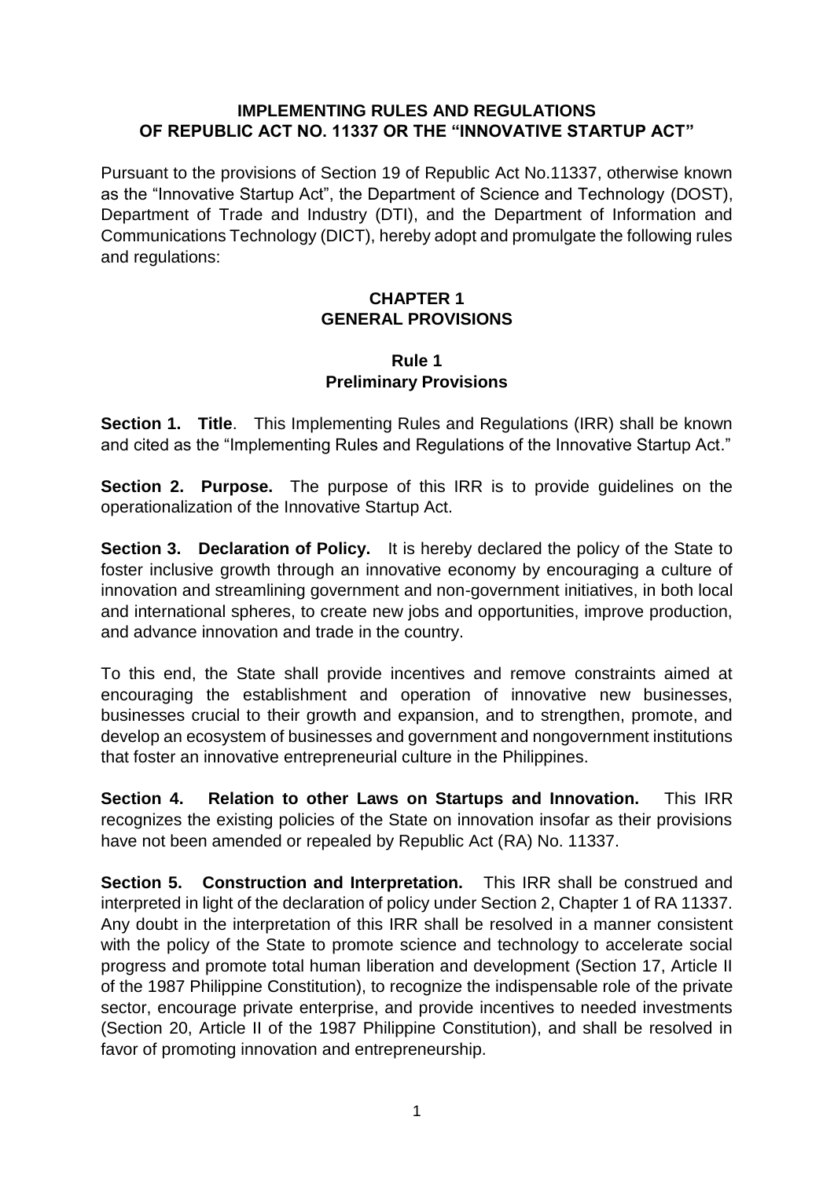# IMPLEMENTING RULES AND REGULATIONS OF REPUBLIC ACT NO. 11337 OR THE "INNOVATIVE STARTUP ACT"

Pursuant to the provisions of Section 19 of Republic Act No.11337, otherwise known as the "Innovative Startup Act", the Department of Science and Technology (DOST), Department of Trade and Industry (DTI), and the Department of Information and Communications Technology (DICT), hereby adopt and promulgate the following rules and regulations:

## CHAPTER 1 GENERAL PROVISIONS

### Rule 1 Preliminary Provisions

**Section 1. Title**. This Implementing Rules and Regulations (IRR) shall be known and cited as the "Implementing Rules and Regulations of the Innovative Startup Act."

**Section 2. Purpose.** The purpose of this IRR is to provide guidelines on the operationalization of the Innovative Startup Act.

**Section 3. Declaration of Policy.** It is hereby declared the policy of the State to foster inclusive growth through an innovative economy by encouraging a culture of innovation and streamlining government and non-government initiatives, in both local and international spheres, to create new jobs and opportunities, improve production, and advance innovation and trade in the country.

To this end, the State shall provide incentives and remove constraints aimed at encouraging the establishment and operation of innovative new businesses, businesses crucial to their growth and expansion, and to strengthen, promote, and develop an ecosystem of businesses and government and nongovernment institutions that foster an innovative entrepreneurial culture in the Philippines.

**Section 4. Relation to other Laws on Startups and Innovation.** This IRR recognizes the existing policies of the State on innovation insofar as their provisions have not been amended or repealed by Republic Act (RA) No. 11337.

**Section 5. Construction and Interpretation.** This IRR shall be construed and interpreted in light of the declaration of policy under Section 2, Chapter 1 of RA 11337. Any doubt in the interpretation of this IRR shall be resolved in a manner consistent with the policy of the State to promote science and technology to accelerate social progress and promote total human liberation and development (Section 17, Article II of the 1987 Philippine Constitution), to recognize the indispensable role of the private sector, encourage private enterprise, and provide incentives to needed investments (Section 20, Article II of the 1987 Philippine Constitution), and shall be resolved in favor of promoting innovation and entrepreneurship.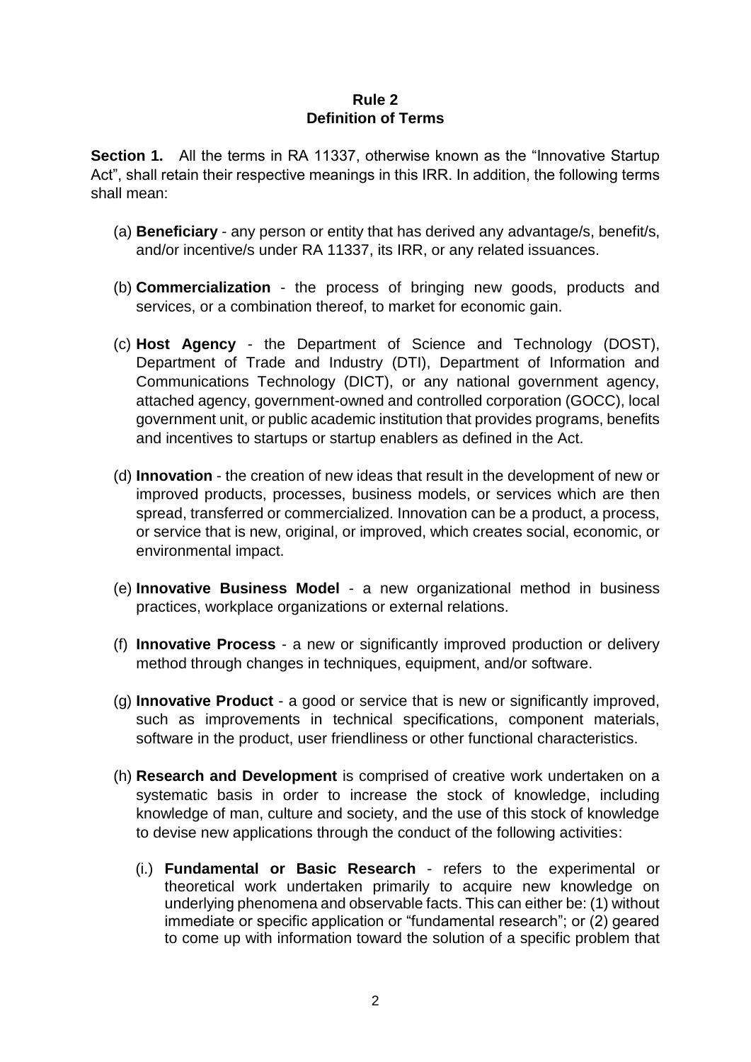## Rule 2
## Definition of Terms

**Section 1.** All the terms in RA 11337, otherwise known as the "Innovative Startup Act", shall retain their respective meanings in this IRR. In addition, the following terms shall mean:

(a) **Beneficiary** - any person or entity that has derived any advantage/s, benefit/s, and/or incentive/s under RA 11337, its IRR, or any related issuances.

(b) **Commercialization** - the process of bringing new goods, products and services, or a combination thereof, to market for economic gain.

(c) **Host Agency** - the Department of Science and Technology (DOST), Department of Trade and Industry (DTI), Department of Information and Communications Technology (DICT), or any national government agency, attached agency, government-owned and controlled corporation (GOCC), local government unit, or public academic institution that provides programs, benefits and incentives to startups or startup enablers as defined in the Act.

(d) **Innovation** - the creation of new ideas that result in the development of new or improved products, processes, business models, or services which are then spread, transferred or commercialized. Innovation can be a product, a process, or service that is new, original, or improved, which creates social, economic, or environmental impact.

(e) **Innovative Business Model** - a new organizational method in business practices, workplace organizations or external relations.

(f) **Innovative Process** - a new or significantly improved production or delivery method through changes in techniques, equipment, and/or software.

(g) **Innovative Product** - a good or service that is new or significantly improved, such as improvements in technical specifications, component materials, software in the product, user friendliness or other functional characteristics.

(h) **Research and Development** is comprised of creative work undertaken on a systematic basis in order to increase the stock of knowledge, including knowledge of man, culture and society, and the use of this stock of knowledge to devise new applications through the conduct of the following activities:

   (i.) **Fundamental or Basic Research** - refers to the experimental or theoretical work undertaken primarily to acquire new knowledge on underlying phenomena and observable facts. This can either be: (1) without immediate or specific application or "fundamental research"; or (2) geared to come up with information toward the solution of a specific problem that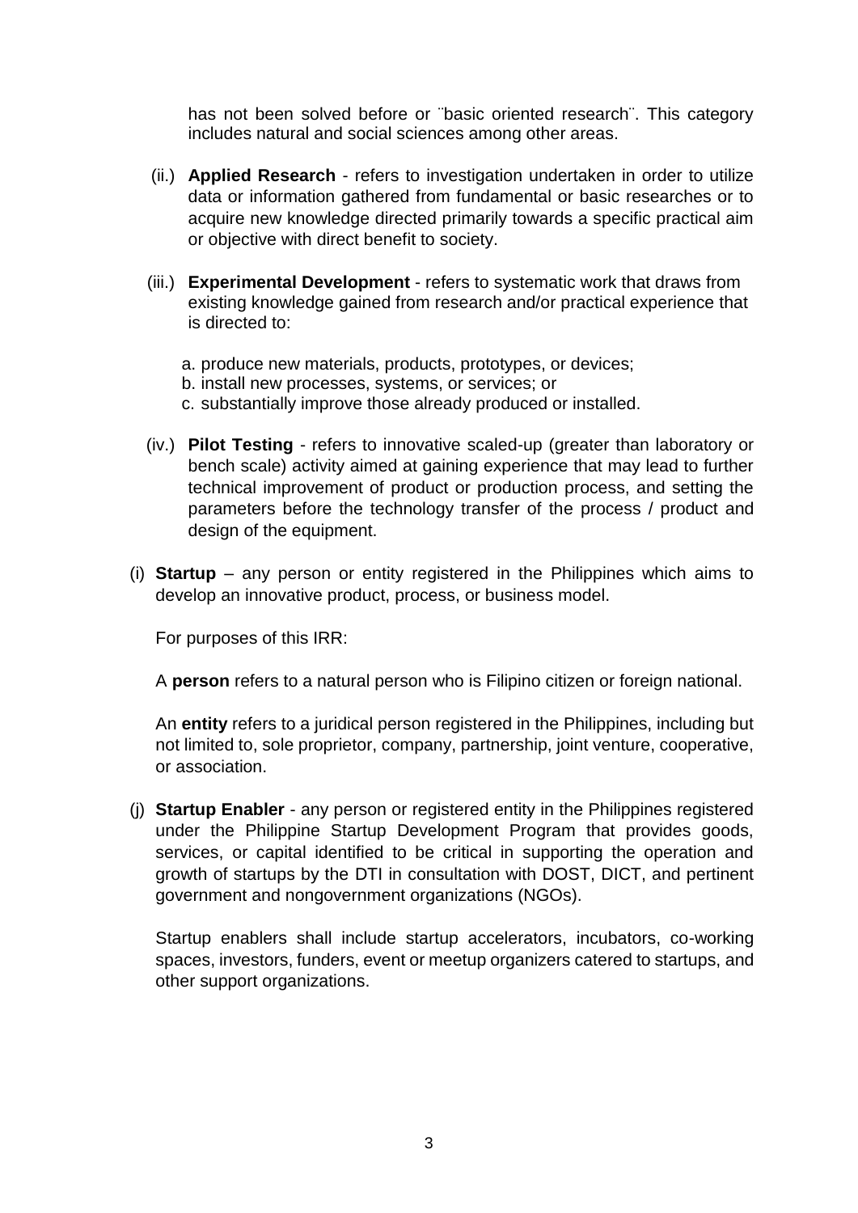has not been solved before or ¨basic oriented research¨. This category includes natural and social sciences among other areas.

(ii.) **Applied Research** - refers to investigation undertaken in order to utilize data or information gathered from fundamental or basic researches or to acquire new knowledge directed primarily towards a specific practical aim or objective with direct benefit to society.

(iii.) **Experimental Development** - refers to systematic work that draws from existing knowledge gained from research and/or practical experience that is directed to:

a. produce new materials, products, prototypes, or devices;
b. install new processes, systems, or services; or
c. substantially improve those already produced or installed.

(iv.) **Pilot Testing** - refers to innovative scaled-up (greater than laboratory or bench scale) activity aimed at gaining experience that may lead to further technical improvement of product or production process, and setting the parameters before the technology transfer of the process / product and design of the equipment.

(i) **Startup** – any person or entity registered in the Philippines which aims to develop an innovative product, process, or business model.

For purposes of this IRR:

A **person** refers to a natural person who is Filipino citizen or foreign national.

An **entity** refers to a juridical person registered in the Philippines, including but not limited to, sole proprietor, company, partnership, joint venture, cooperative, or association.

(j) **Startup Enabler** - any person or registered entity in the Philippines registered under the Philippine Startup Development Program that provides goods, services, or capital identified to be critical in supporting the operation and growth of startups by the DTI in consultation with DOST, DICT, and pertinent government and nongovernment organizations (NGOs).

Startup enablers shall include startup accelerators, incubators, co-working spaces, investors, funders, event or meetup organizers catered to startups, and other support organizations.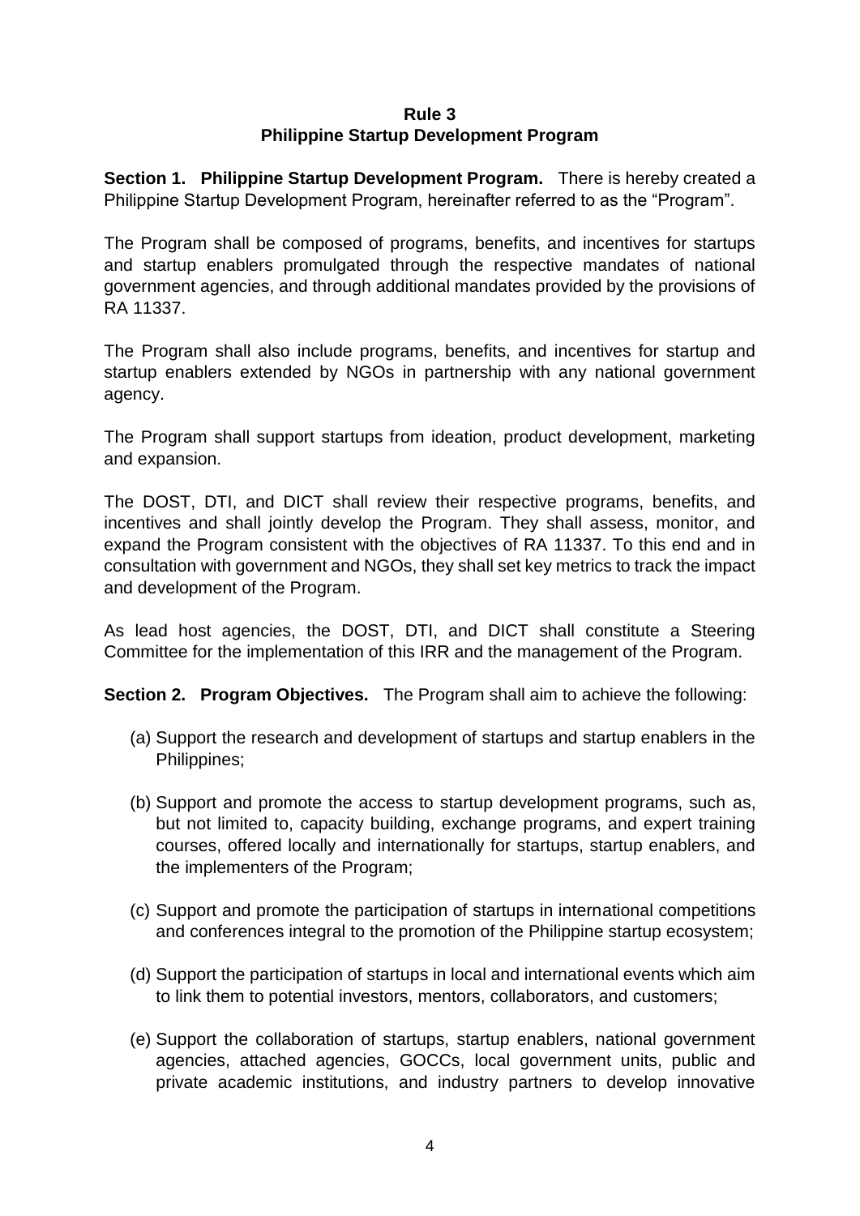## Rule 3
## Philippine Startup Development Program

**Section 1. Philippine Startup Development Program.** There is hereby created a Philippine Startup Development Program, hereinafter referred to as the "Program".

The Program shall be composed of programs, benefits, and incentives for startups and startup enablers promulgated through the respective mandates of national government agencies, and through additional mandates provided by the provisions of RA 11337.

The Program shall also include programs, benefits, and incentives for startup and startup enablers extended by NGOs in partnership with any national government agency.

The Program shall support startups from ideation, product development, marketing and expansion.

The DOST, DTI, and DICT shall review their respective programs, benefits, and incentives and shall jointly develop the Program. They shall assess, monitor, and expand the Program consistent with the objectives of RA 11337. To this end and in consultation with government and NGOs, they shall set key metrics to track the impact and development of the Program.

As lead host agencies, the DOST, DTI, and DICT shall constitute a Steering Committee for the implementation of this IRR and the management of the Program.

**Section 2. Program Objectives.** The Program shall aim to achieve the following:

(a) Support the research and development of startups and startup enablers in the Philippines;

(b) Support and promote the access to startup development programs, such as, but not limited to, capacity building, exchange programs, and expert training courses, offered locally and internationally for startups, startup enablers, and the implementers of the Program;

(c) Support and promote the participation of startups in international competitions and conferences integral to the promotion of the Philippine startup ecosystem;

(d) Support the participation of startups in local and international events which aim to link them to potential investors, mentors, collaborators, and customers;

(e) Support the collaboration of startups, startup enablers, national government agencies, attached agencies, GOCCs, local government units, public and private academic institutions, and industry partners to develop innovative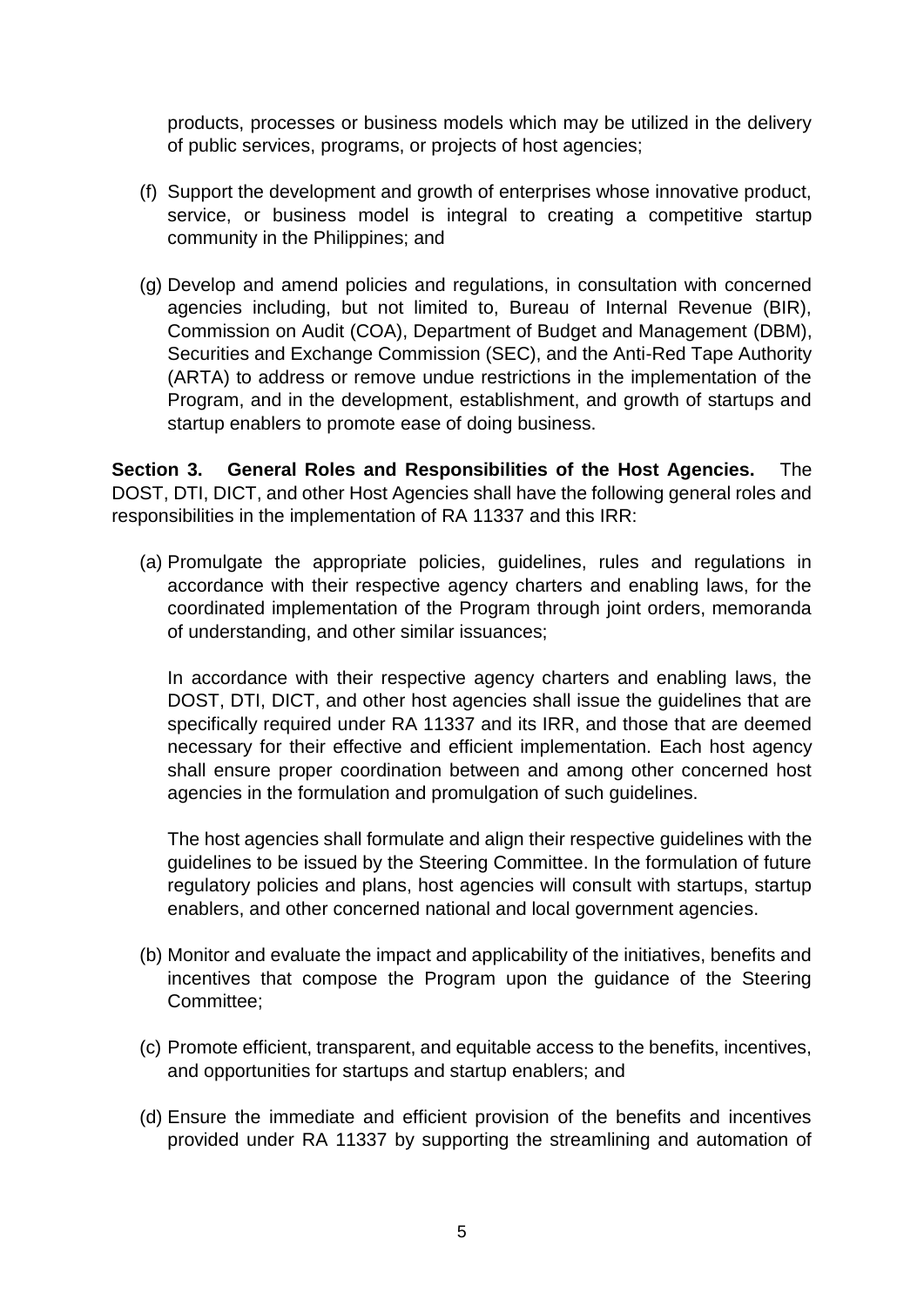products, processes or business models which may be utilized in the delivery of public services, programs, or projects of host agencies;

(f) Support the development and growth of enterprises whose innovative product, service, or business model is integral to creating a competitive startup community in the Philippines; and

(g) Develop and amend policies and regulations, in consultation with concerned agencies including, but not limited to, Bureau of Internal Revenue (BIR), Commission on Audit (COA), Department of Budget and Management (DBM), Securities and Exchange Commission (SEC), and the Anti-Red Tape Authority (ARTA) to address or remove undue restrictions in the implementation of the Program, and in the development, establishment, and growth of startups and startup enablers to promote ease of doing business.

**Section 3. General Roles and Responsibilities of the Host Agencies.** The DOST, DTI, DICT, and other Host Agencies shall have the following general roles and responsibilities in the implementation of RA 11337 and this IRR:

(a) Promulgate the appropriate policies, guidelines, rules and regulations in accordance with their respective agency charters and enabling laws, for the coordinated implementation of the Program through joint orders, memoranda of understanding, and other similar issuances;

In accordance with their respective agency charters and enabling laws, the DOST, DTI, DICT, and other host agencies shall issue the guidelines that are specifically required under RA 11337 and its IRR, and those that are deemed necessary for their effective and efficient implementation. Each host agency shall ensure proper coordination between and among other concerned host agencies in the formulation and promulgation of such guidelines.

The host agencies shall formulate and align their respective guidelines with the guidelines to be issued by the Steering Committee. In the formulation of future regulatory policies and plans, host agencies will consult with startups, startup enablers, and other concerned national and local government agencies.

(b) Monitor and evaluate the impact and applicability of the initiatives, benefits and incentives that compose the Program upon the guidance of the Steering Committee;

(c) Promote efficient, transparent, and equitable access to the benefits, incentives, and opportunities for startups and startup enablers; and

(d) Ensure the immediate and efficient provision of the benefits and incentives provided under RA 11337 by supporting the streamlining and automation of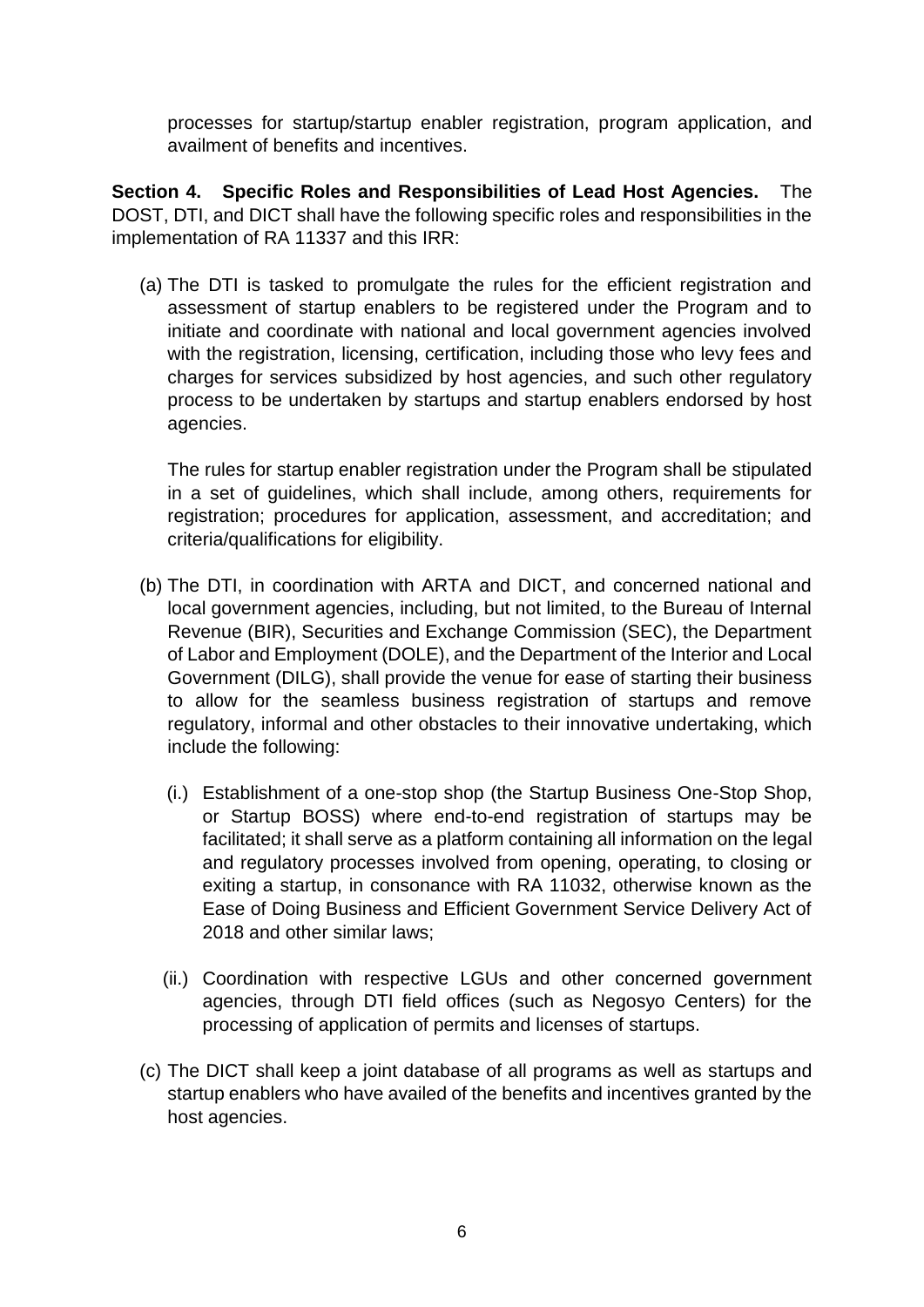processes for startup/startup enabler registration, program application, and availment of benefits and incentives.

**Section 4. Specific Roles and Responsibilities of Lead Host Agencies.** The DOST, DTI, and DICT shall have the following specific roles and responsibilities in the implementation of RA 11337 and this IRR:

(a) The DTI is tasked to promulgate the rules for the efficient registration and assessment of startup enablers to be registered under the Program and to initiate and coordinate with national and local government agencies involved with the registration, licensing, certification, including those who levy fees and charges for services subsidized by host agencies, and such other regulatory process to be undertaken by startups and startup enablers endorsed by host agencies.

The rules for startup enabler registration under the Program shall be stipulated in a set of guidelines, which shall include, among others, requirements for registration; procedures for application, assessment, and accreditation; and criteria/qualifications for eligibility.

(b) The DTI, in coordination with ARTA and DICT, and concerned national and local government agencies, including, but not limited, to the Bureau of Internal Revenue (BIR), Securities and Exchange Commission (SEC), the Department of Labor and Employment (DOLE), and the Department of the Interior and Local Government (DILG), shall provide the venue for ease of starting their business to allow for the seamless business registration of startups and remove regulatory, informal and other obstacles to their innovative undertaking, which include the following:

(i.) Establishment of a one-stop shop (the Startup Business One-Stop Shop, or Startup BOSS) where end-to-end registration of startups may be facilitated; it shall serve as a platform containing all information on the legal and regulatory processes involved from opening, operating, to closing or exiting a startup, in consonance with RA 11032, otherwise known as the Ease of Doing Business and Efficient Government Service Delivery Act of 2018 and other similar laws;

(ii.) Coordination with respective LGUs and other concerned government agencies, through DTI field offices (such as Negosyo Centers) for the processing of application of permits and licenses of startups.

(c) The DICT shall keep a joint database of all programs as well as startups and startup enablers who have availed of the benefits and incentives granted by the host agencies.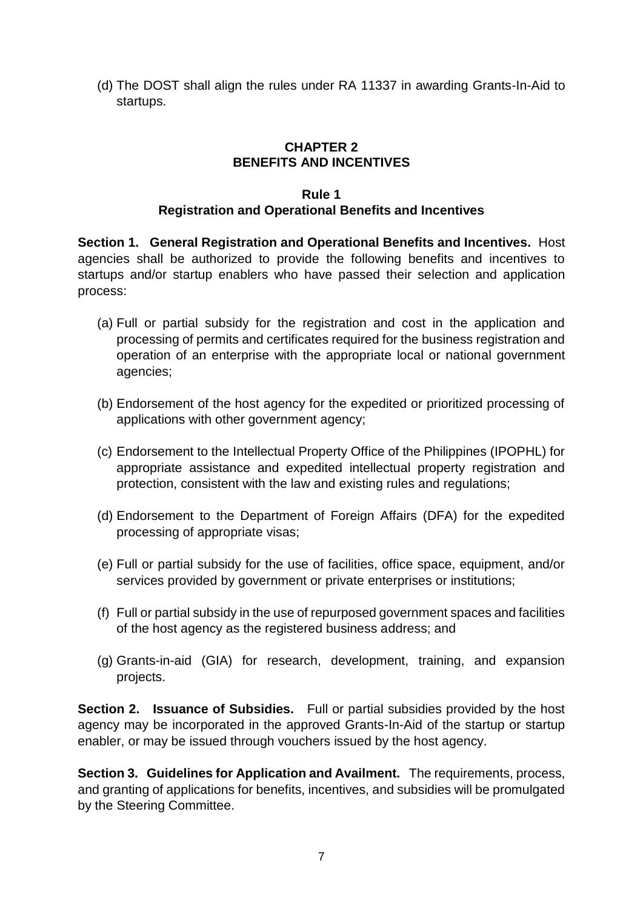(d) The DOST shall align the rules under RA 11337 in awarding Grants-In-Aid to startups.

## CHAPTER 2
## BENEFITS AND INCENTIVES

### Rule 1
### Registration and Operational Benefits and Incentives

**Section 1. General Registration and Operational Benefits and Incentives.** Host agencies shall be authorized to provide the following benefits and incentives to startups and/or startup enablers who have passed their selection and application process:

(a) Full or partial subsidy for the registration and cost in the application and processing of permits and certificates required for the business registration and operation of an enterprise with the appropriate local or national government agencies;

(b) Endorsement of the host agency for the expedited or prioritized processing of applications with other government agency;

(c) Endorsement to the Intellectual Property Office of the Philippines (IPOPHL) for appropriate assistance and expedited intellectual property registration and protection, consistent with the law and existing rules and regulations;

(d) Endorsement to the Department of Foreign Affairs (DFA) for the expedited processing of appropriate visas;

(e) Full or partial subsidy for the use of facilities, office space, equipment, and/or services provided by government or private enterprises or institutions;

(f) Full or partial subsidy in the use of repurposed government spaces and facilities of the host agency as the registered business address; and

(g) Grants-in-aid (GIA) for research, development, training, and expansion projects.

**Section 2. Issuance of Subsidies.** Full or partial subsidies provided by the host agency may be incorporated in the approved Grants-In-Aid of the startup or startup enabler, or may be issued through vouchers issued by the host agency.

**Section 3. Guidelines for Application and Availment.** The requirements, process, and granting of applications for benefits, incentives, and subsidies will be promulgated by the Steering Committee.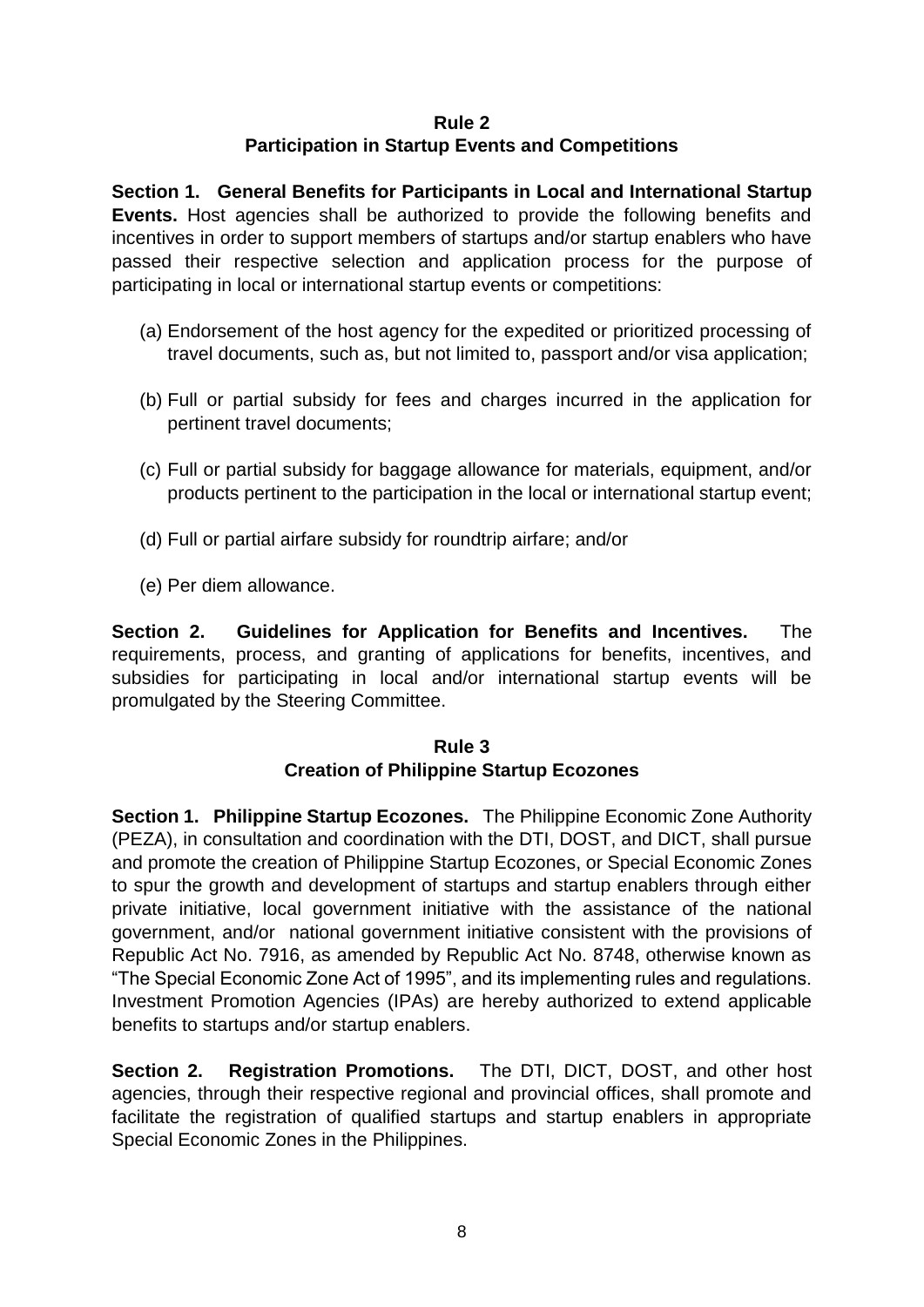## Rule 2
## Participation in Startup Events and Competitions

**Section 1. General Benefits for Participants in Local and International Startup Events.** Host agencies shall be authorized to provide the following benefits and incentives in order to support members of startups and/or startup enablers who have passed their respective selection and application process for the purpose of participating in local or international startup events or competitions:

(a) Endorsement of the host agency for the expedited or prioritized processing of travel documents, such as, but not limited to, passport and/or visa application;

(b) Full or partial subsidy for fees and charges incurred in the application for pertinent travel documents;

(c) Full or partial subsidy for baggage allowance for materials, equipment, and/or products pertinent to the participation in the local or international startup event;

(d) Full or partial airfare subsidy for roundtrip airfare; and/or

(e) Per diem allowance.

**Section 2. Guidelines for Application for Benefits and Incentives.** The requirements, process, and granting of applications for benefits, incentives, and subsidies for participating in local and/or international startup events will be promulgated by the Steering Committee.

## Rule 3
## Creation of Philippine Startup Ecozones

**Section 1. Philippine Startup Ecozones.** The Philippine Economic Zone Authority (PEZA), in consultation and coordination with the DTI, DOST, and DICT, shall pursue and promote the creation of Philippine Startup Ecozones, or Special Economic Zones to spur the growth and development of startups and startup enablers through either private initiative, local government initiative with the assistance of the national government, and/or national government initiative consistent with the provisions of Republic Act No. 7916, as amended by Republic Act No. 8748, otherwise known as "The Special Economic Zone Act of 1995", and its implementing rules and regulations. Investment Promotion Agencies (IPAs) are hereby authorized to extend applicable benefits to startups and/or startup enablers.

**Section 2. Registration Promotions.** The DTI, DICT, DOST, and other host agencies, through their respective regional and provincial offices, shall promote and facilitate the registration of qualified startups and startup enablers in appropriate Special Economic Zones in the Philippines.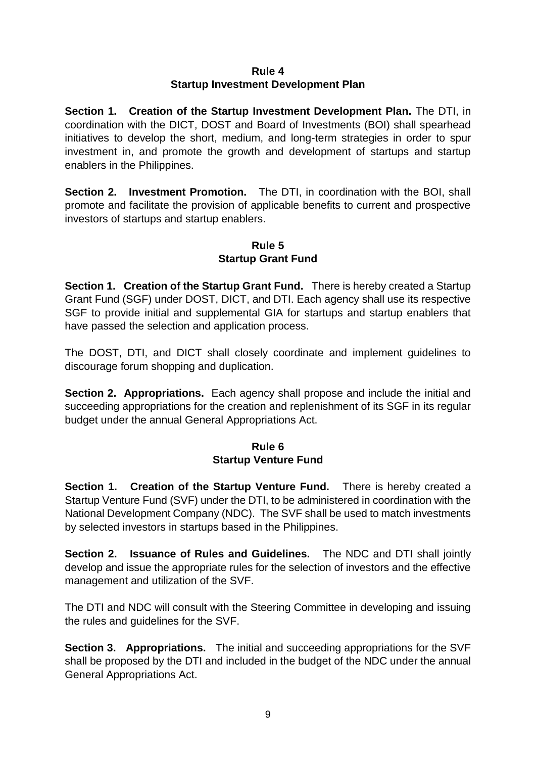## Rule 4
## Startup Investment Development Plan

**Section 1. Creation of the Startup Investment Development Plan.** The DTI, in coordination with the DICT, DOST and Board of Investments (BOI) shall spearhead initiatives to develop the short, medium, and long-term strategies in order to spur investment in, and promote the growth and development of startups and startup enablers in the Philippines.

**Section 2. Investment Promotion.** The DTI, in coordination with the BOI, shall promote and facilitate the provision of applicable benefits to current and prospective investors of startups and startup enablers.

## Rule 5
## Startup Grant Fund

**Section 1. Creation of the Startup Grant Fund.** There is hereby created a Startup Grant Fund (SGF) under DOST, DICT, and DTI. Each agency shall use its respective SGF to provide initial and supplemental GIA for startups and startup enablers that have passed the selection and application process.

The DOST, DTI, and DICT shall closely coordinate and implement guidelines to discourage forum shopping and duplication.

**Section 2. Appropriations.** Each agency shall propose and include the initial and succeeding appropriations for the creation and replenishment of its SGF in its regular budget under the annual General Appropriations Act.

## Rule 6
## Startup Venture Fund

**Section 1. Creation of the Startup Venture Fund.** There is hereby created a Startup Venture Fund (SVF) under the DTI, to be administered in coordination with the National Development Company (NDC). The SVF shall be used to match investments by selected investors in startups based in the Philippines.

**Section 2. Issuance of Rules and Guidelines.** The NDC and DTI shall jointly develop and issue the appropriate rules for the selection of investors and the effective management and utilization of the SVF.

The DTI and NDC will consult with the Steering Committee in developing and issuing the rules and guidelines for the SVF.

**Section 3. Appropriations.** The initial and succeeding appropriations for the SVF shall be proposed by the DTI and included in the budget of the NDC under the annual General Appropriations Act.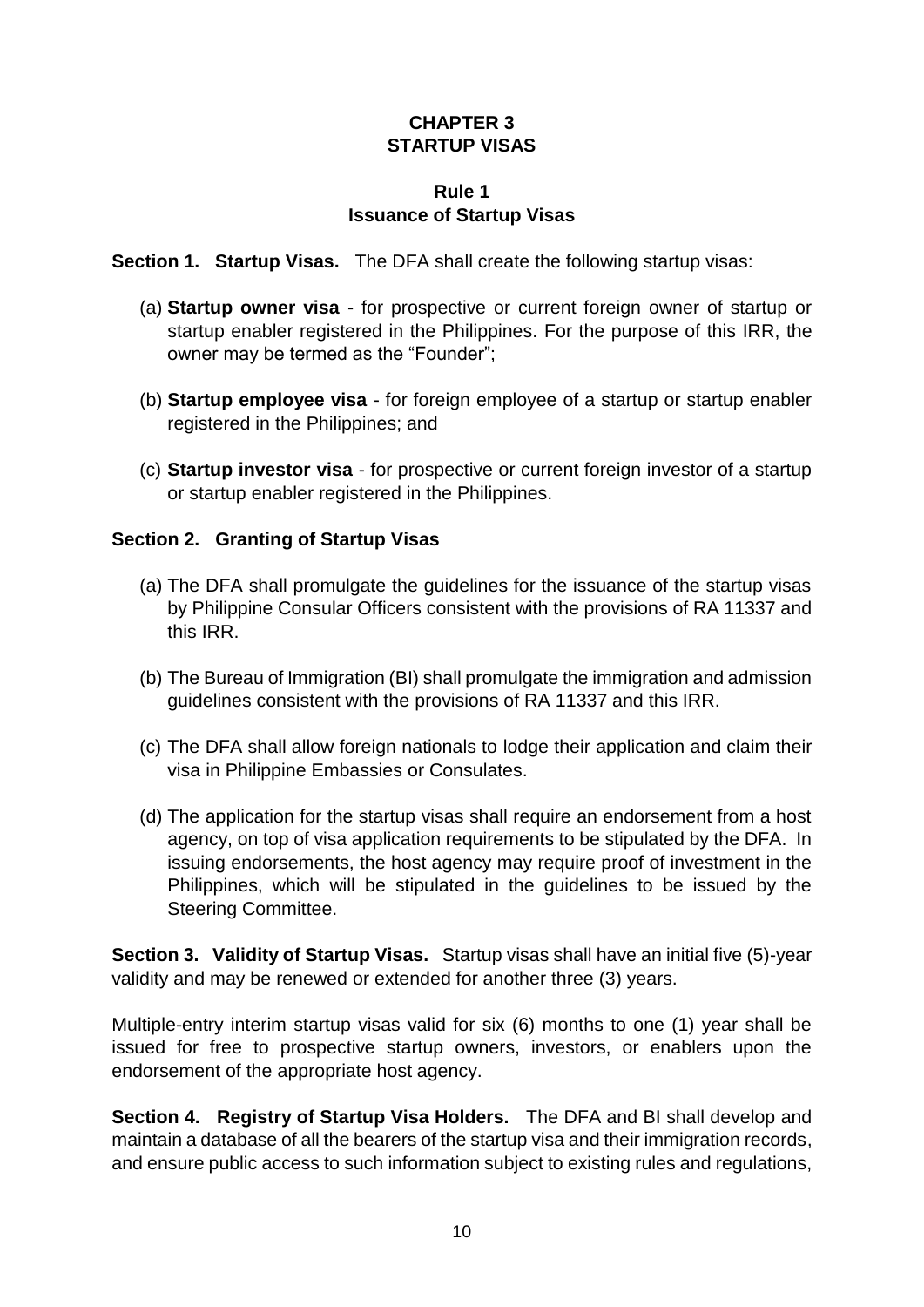# CHAPTER 3
# STARTUP VISAS

## Rule 1
## Issuance of Startup Visas

**Section 1. Startup Visas.** The DFA shall create the following startup visas:

(a) **Startup owner visa** - for prospective or current foreign owner of startup or startup enabler registered in the Philippines. For the purpose of this IRR, the owner may be termed as the "Founder";

(b) **Startup employee visa** - for foreign employee of a startup or startup enabler registered in the Philippines; and

(c) **Startup investor visa** - for prospective or current foreign investor of a startup or startup enabler registered in the Philippines.

**Section 2. Granting of Startup Visas**

(a) The DFA shall promulgate the guidelines for the issuance of the startup visas by Philippine Consular Officers consistent with the provisions of RA 11337 and this IRR.

(b) The Bureau of Immigration (BI) shall promulgate the immigration and admission guidelines consistent with the provisions of RA 11337 and this IRR.

(c) The DFA shall allow foreign nationals to lodge their application and claim their visa in Philippine Embassies or Consulates.

(d) The application for the startup visas shall require an endorsement from a host agency, on top of visa application requirements to be stipulated by the DFA. In issuing endorsements, the host agency may require proof of investment in the Philippines, which will be stipulated in the guidelines to be issued by the Steering Committee.

**Section 3. Validity of Startup Visas.** Startup visas shall have an initial five (5)-year validity and may be renewed or extended for another three (3) years.

Multiple-entry interim startup visas valid for six (6) months to one (1) year shall be issued for free to prospective startup owners, investors, or enablers upon the endorsement of the appropriate host agency.

**Section 4. Registry of Startup Visa Holders.** The DFA and BI shall develop and maintain a database of all the bearers of the startup visa and their immigration records, and ensure public access to such information subject to existing rules and regulations,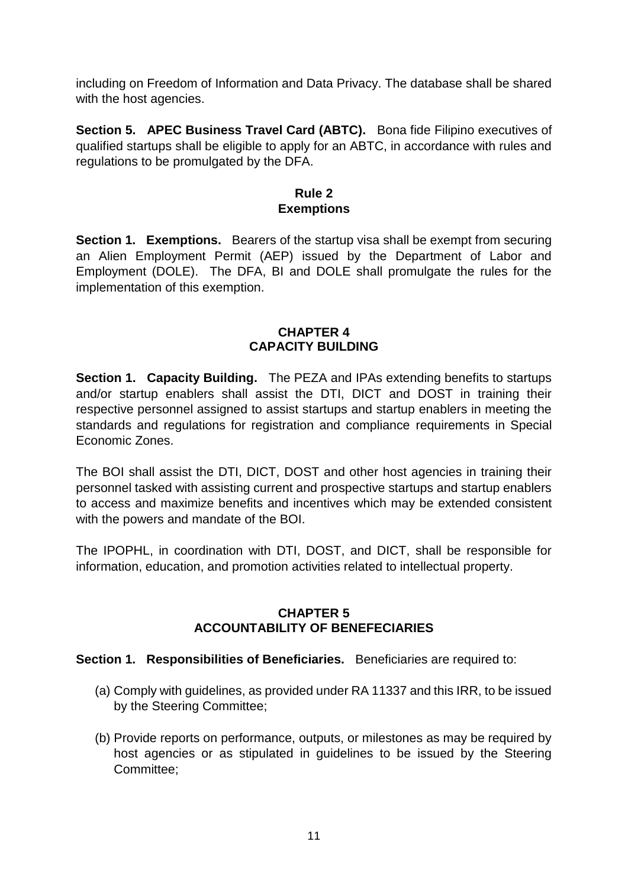including on Freedom of Information and Data Privacy. The database shall be shared with the host agencies.

**Section 5. APEC Business Travel Card (ABTC).** Bona fide Filipino executives of qualified startups shall be eligible to apply for an ABTC, in accordance with rules and regulations to be promulgated by the DFA.

### Rule 2
### Exemptions

**Section 1. Exemptions.** Bearers of the startup visa shall be exempt from securing an Alien Employment Permit (AEP) issued by the Department of Labor and Employment (DOLE). The DFA, BI and DOLE shall promulgate the rules for the implementation of this exemption.

## CHAPTER 4
## CAPACITY BUILDING

**Section 1. Capacity Building.** The PEZA and IPAs extending benefits to startups and/or startup enablers shall assist the DTI, DICT and DOST in training their respective personnel assigned to assist startups and startup enablers in meeting the standards and regulations for registration and compliance requirements in Special Economic Zones.

The BOI shall assist the DTI, DICT, DOST and other host agencies in training their personnel tasked with assisting current and prospective startups and startup enablers to access and maximize benefits and incentives which may be extended consistent with the powers and mandate of the BOI.

The IPOPHL, in coordination with DTI, DOST, and DICT, shall be responsible for information, education, and promotion activities related to intellectual property.

## CHAPTER 5
## ACCOUNTABILITY OF BENEFECIARIES

**Section 1. Responsibilities of Beneficiaries.** Beneficiaries are required to:

(a) Comply with guidelines, as provided under RA 11337 and this IRR, to be issued by the Steering Committee;

(b) Provide reports on performance, outputs, or milestones as may be required by host agencies or as stipulated in guidelines to be issued by the Steering Committee;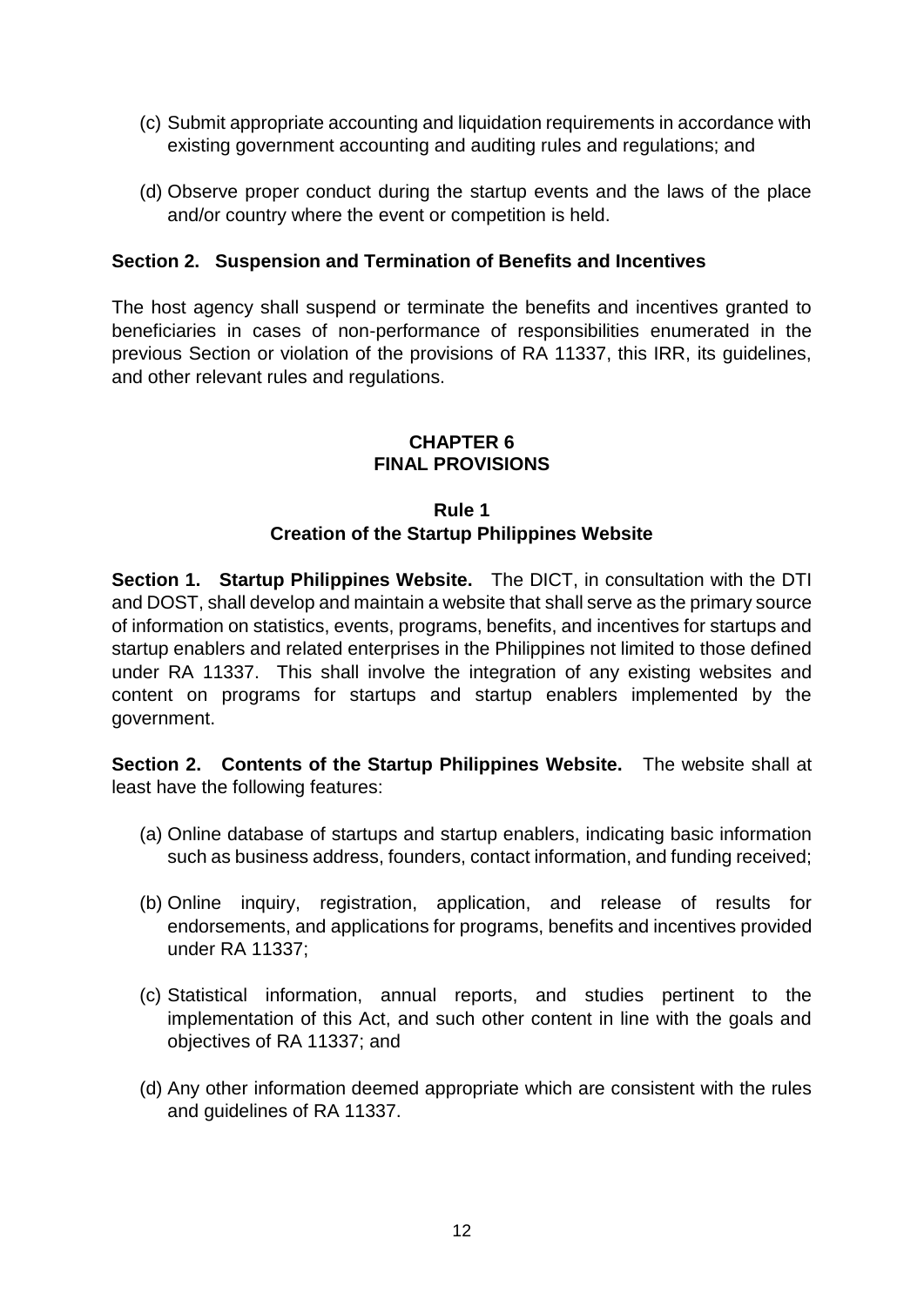(c) Submit appropriate accounting and liquidation requirements in accordance with existing government accounting and auditing rules and regulations; and

(d) Observe proper conduct during the startup events and the laws of the place and/or country where the event or competition is held.

**Section 2. Suspension and Termination of Benefits and Incentives**

The host agency shall suspend or terminate the benefits and incentives granted to beneficiaries in cases of non-performance of responsibilities enumerated in the previous Section or violation of the provisions of RA 11337, this IRR, its guidelines, and other relevant rules and regulations.

## CHAPTER 6
## FINAL PROVISIONS

### Rule 1
### Creation of the Startup Philippines Website

**Section 1. Startup Philippines Website.** The DICT, in consultation with the DTI and DOST, shall develop and maintain a website that shall serve as the primary source of information on statistics, events, programs, benefits, and incentives for startups and startup enablers and related enterprises in the Philippines not limited to those defined under RA 11337. This shall involve the integration of any existing websites and content on programs for startups and startup enablers implemented by the government.

**Section 2. Contents of the Startup Philippines Website.** The website shall at least have the following features:

(a) Online database of startups and startup enablers, indicating basic information such as business address, founders, contact information, and funding received;

(b) Online inquiry, registration, application, and release of results for endorsements, and applications for programs, benefits and incentives provided under RA 11337;

(c) Statistical information, annual reports, and studies pertinent to the implementation of this Act, and such other content in line with the goals and objectives of RA 11337; and

(d) Any other information deemed appropriate which are consistent with the rules and guidelines of RA 11337.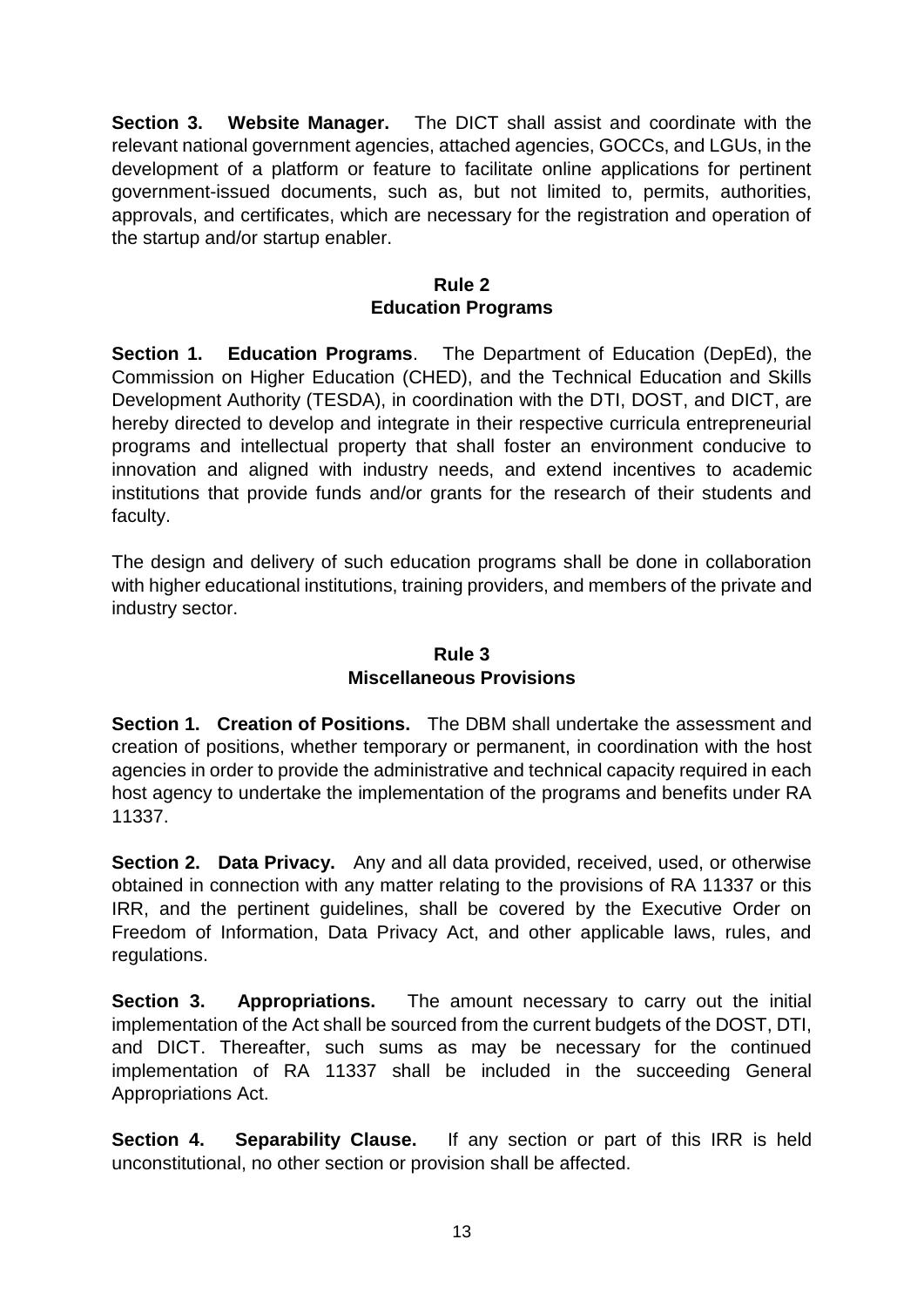**Section 3. Website Manager.** The DICT shall assist and coordinate with the relevant national government agencies, attached agencies, GOCCs, and LGUs, in the development of a platform or feature to facilitate online applications for pertinent government-issued documents, such as, but not limited to, permits, authorities, approvals, and certificates, which are necessary for the registration and operation of the startup and/or startup enabler.

## Rule 2
## Education Programs

**Section 1. Education Programs**. The Department of Education (DepEd), the Commission on Higher Education (CHED), and the Technical Education and Skills Development Authority (TESDA), in coordination with the DTI, DOST, and DICT, are hereby directed to develop and integrate in their respective curricula entrepreneurial programs and intellectual property that shall foster an environment conducive to innovation and aligned with industry needs, and extend incentives to academic institutions that provide funds and/or grants for the research of their students and faculty.

The design and delivery of such education programs shall be done in collaboration with higher educational institutions, training providers, and members of the private and industry sector.

## Rule 3
## Miscellaneous Provisions

**Section 1. Creation of Positions.** The DBM shall undertake the assessment and creation of positions, whether temporary or permanent, in coordination with the host agencies in order to provide the administrative and technical capacity required in each host agency to undertake the implementation of the programs and benefits under RA 11337.

**Section 2. Data Privacy.** Any and all data provided, received, used, or otherwise obtained in connection with any matter relating to the provisions of RA 11337 or this IRR, and the pertinent guidelines, shall be covered by the Executive Order on Freedom of Information, Data Privacy Act, and other applicable laws, rules, and regulations.

**Section 3. Appropriations.** The amount necessary to carry out the initial implementation of the Act shall be sourced from the current budgets of the DOST, DTI, and DICT. Thereafter, such sums as may be necessary for the continued implementation of RA 11337 shall be included in the succeeding General Appropriations Act.

**Section 4. Separability Clause.** If any section or part of this IRR is held unconstitutional, no other section or provision shall be affected.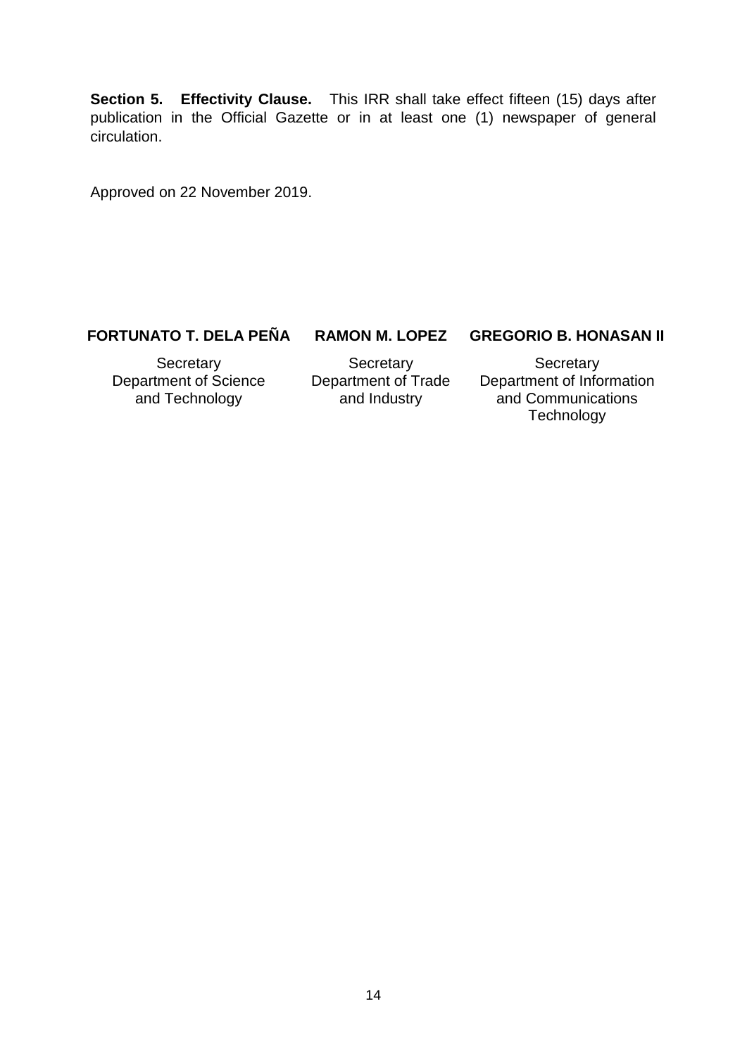**Section 5. Effectivity Clause.** This IRR shall take effect fifteen (15) days after publication in the Official Gazette or in at least one (1) newspaper of general circulation.

Approved on 22 November 2019.

**FORTUNATO T. DELA PEÑA**
Secretary
Department of Science and Technology

**RAMON M. LOPEZ**
Secretary
Department of Trade and Industry

**GREGORIO B. HONASAN II**
Secretary
Department of Information and Communications Technology